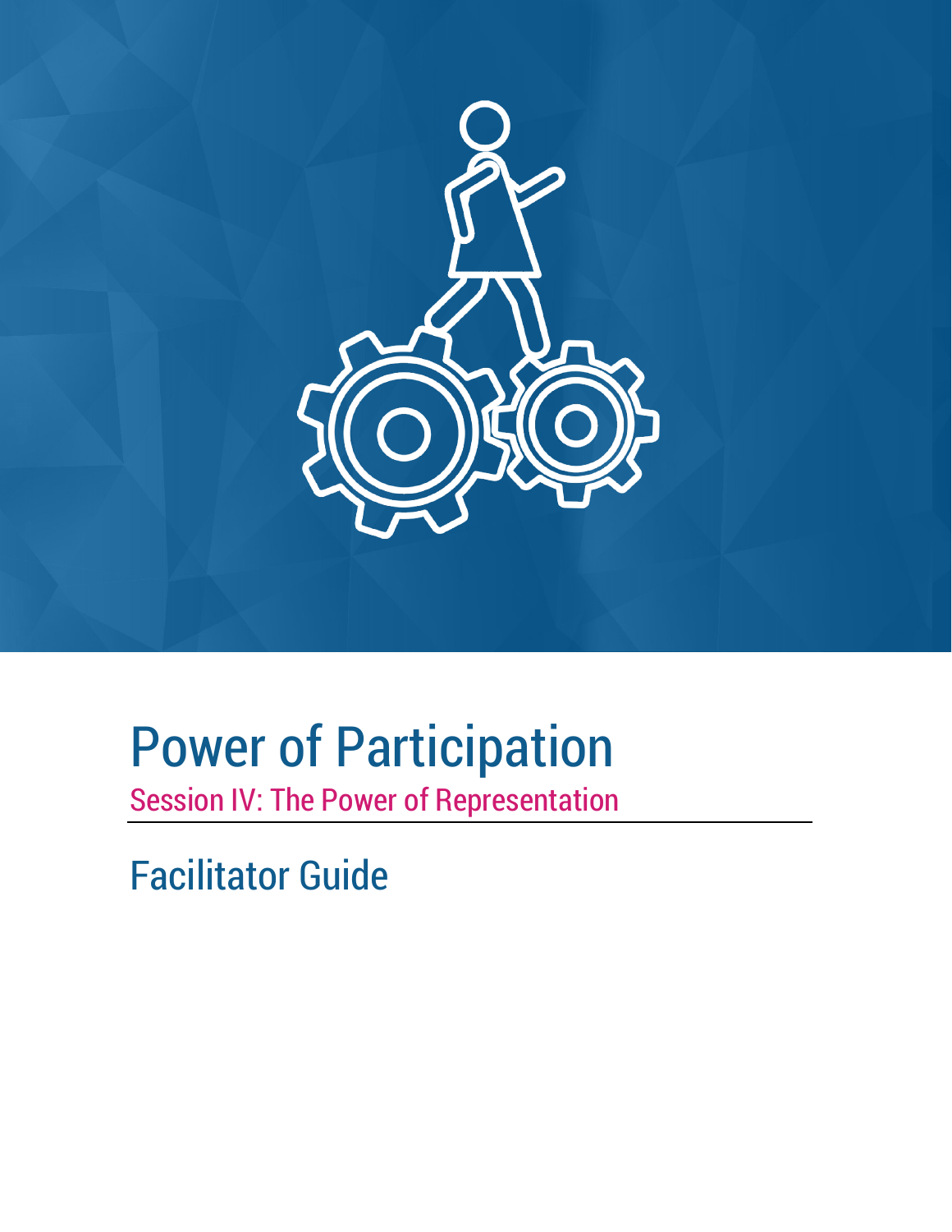# Power of Participation

## Session IV: The Power of Representation

## Facilitator Guide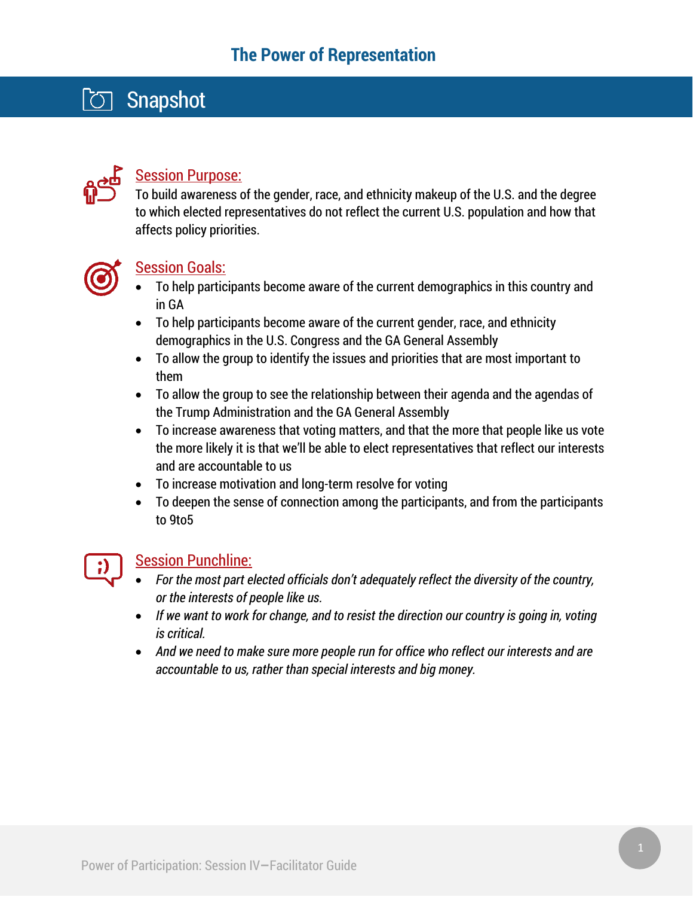# The Power of Representation

## Snapshot

### Session Purpose:

To build awareness of the gender, race, and ethnicity makeup of the U.S. and the degree to which elected representatives do not reflect the current U.S. population and how that affects policy priorities.

### Session Goals:

- To help participants become aware of the current demographics in this country and in GA
- To help participants become aware of the current gender, race, and ethnicity demographics in the U.S. Congress and the GA General Assembly
- To allow the group to identify the issues and priorities that are most important to them
- To allow the group to see the relationship between their agenda and the agendas of the Trump Administration and the GA General Assembly
- To increase awareness that voting matters, and that the more that people like us vote the more likely it is that we'll be able to elect representatives that reflect our interests and are accountable to us
- To increase motivation and long-term resolve for voting
- To deepen the sense of connection among the participants, and from the participants to 9to5

### Session Punchline:

- *For the most part elected officials don't adequately reflect the diversity of the country, or the interests of people like us.*
- *If we want to work for change, and to resist the direction our country is going in, voting is critical.*
- *And we need to make sure more people run for office who reflect our interests and are accountable to us, rather than special interests and big money.*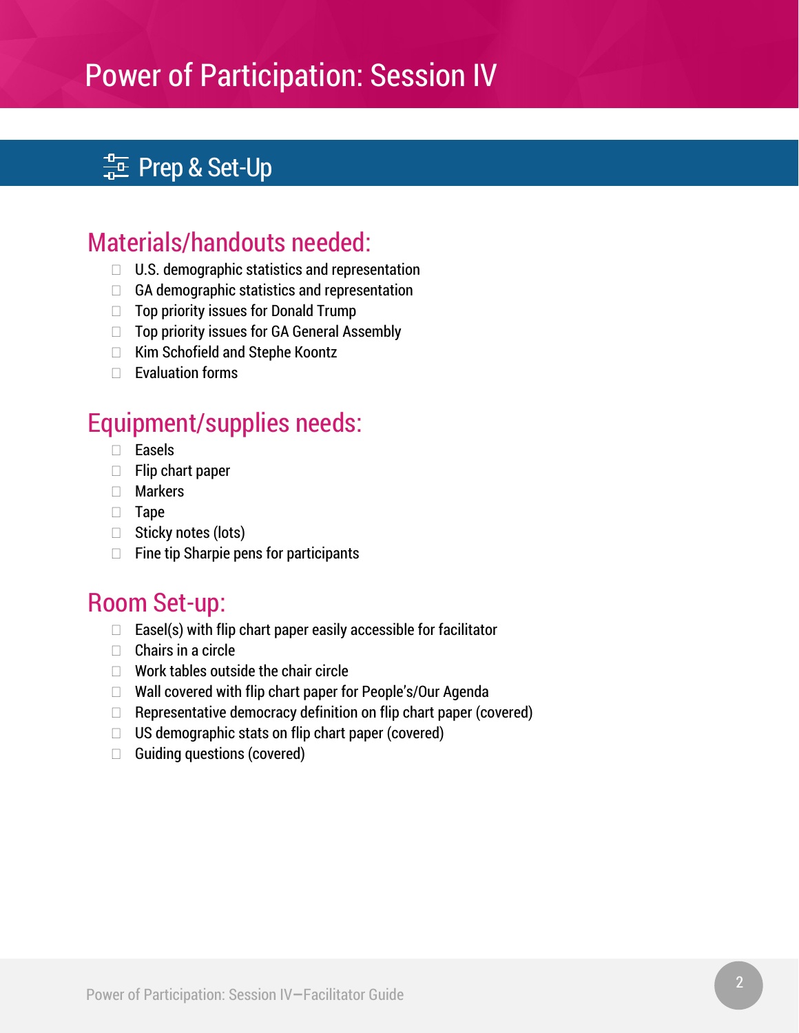# Power of Participation: Session IV

## Prep & Set-Up

### Materials/handouts needed:

- ☐ U.S. demographic statistics and representation
- ☐ GA demographic statistics and representation
- ☐ Top priority issues for Donald Trump
- ☐ Top priority issues for GA General Assembly
- ☐ Kim Schofield and Stephe Koontz
- ☐ Evaluation forms

### Equipment/supplies needs:

- ☐ Easels
- ☐ Flip chart paper
- ☐ Markers
- ☐ Tape
- ☐ Sticky notes (lots)
- ☐ Fine tip Sharpie pens for participants

### Room Set-up:

- ☐ Easel(s) with flip chart paper easily accessible for facilitator
- ☐ Chairs in a circle
- ☐ Work tables outside the chair circle
- ☐ Wall covered with flip chart paper for People's/Our Agenda
- ☐ Representative democracy definition on flip chart paper (covered)
- ☐ US demographic stats on flip chart paper (covered)
- ☐ Guiding questions (covered)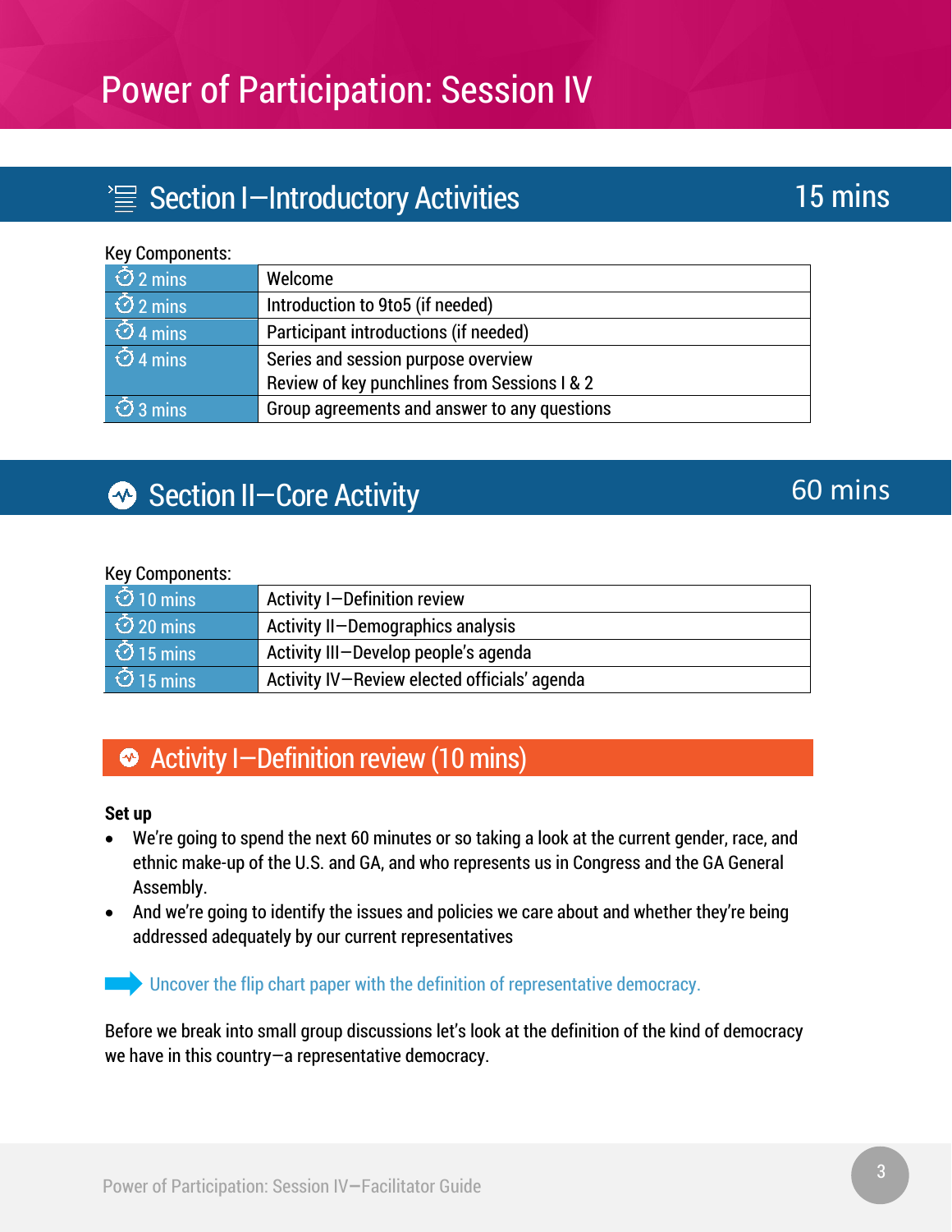# Power of Participation: Session IV

## Section I—Introductory Activities 15 mins

Key Components:

| | |
|---|---|
| 2 mins | Welcome |
| 2 mins | Introduction to 9to5 (if needed) |
| 4 mins | Participant introductions (if needed) |
| 4 mins | Series and session purpose overview<br>Review of key punchlines from Sessions I & 2 |
| 3 mins | Group agreements and answer to any questions |

## Section II—Core Activity 60 mins

Key Components:

| | |
|---|---|
| 10 mins | Activity I—Definition review |
| 20 mins | Activity II—Demographics analysis |
| 15 mins | Activity III—Develop people's agenda |
| 15 mins | Activity IV—Review elected officials' agenda |

### Activity I—Definition review (10 mins)

**Set up**

- We're going to spend the next 60 minutes or so taking a look at the current gender, race, and ethnic make-up of the U.S. and GA, and who represents us in Congress and the GA General Assembly.
- And we're going to identify the issues and policies we care about and whether they're being addressed adequately by our current representatives

Uncover the flip chart paper with the definition of representative democracy.

Before we break into small group discussions let's look at the definition of the kind of democracy we have in this country—a representative democracy.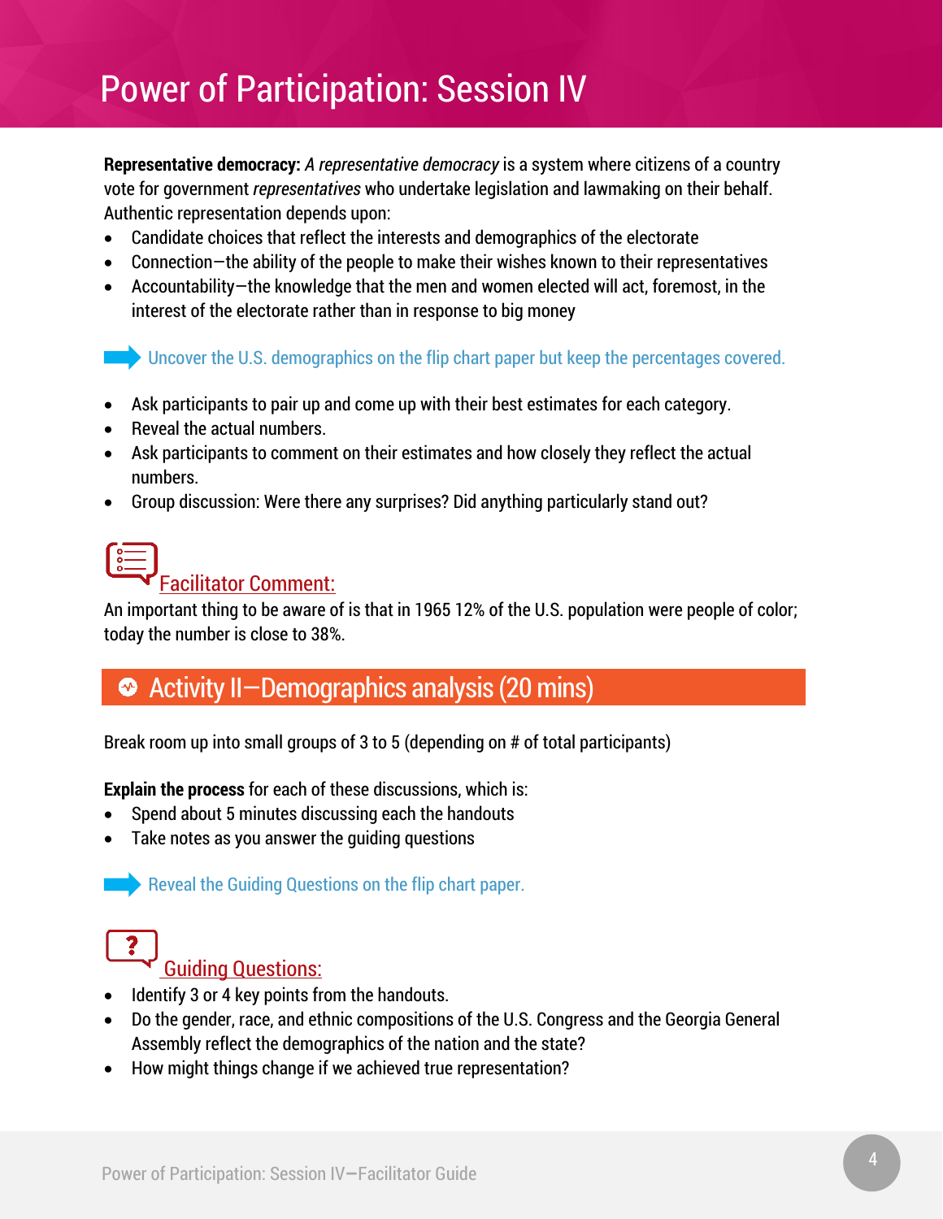# Power of Participation: Session IV

**Representative democracy:** *A representative democracy* is a system where citizens of a country vote for government *representatives* who undertake legislation and lawmaking on their behalf. Authentic representation depends upon:

- Candidate choices that reflect the interests and demographics of the electorate
- Connection—the ability of the people to make their wishes known to their representatives
- Accountability—the knowledge that the men and women elected will act, foremost, in the interest of the electorate rather than in response to big money

➡ Uncover the U.S. demographics on the flip chart paper but keep the percentages covered.

- Ask participants to pair up and come up with their best estimates for each category.
- Reveal the actual numbers.
- Ask participants to comment on their estimates and how closely they reflect the actual numbers.
- Group discussion: Were there any surprises? Did anything particularly stand out?

### Facilitator Comment:

An important thing to be aware of is that in 1965 12% of the U.S. population were people of color; today the number is close to 38%.

## Activity II—Demographics analysis (20 mins)

Break room up into small groups of 3 to 5 (depending on # of total participants)

**Explain the process** for each of these discussions, which is:

- Spend about 5 minutes discussing each the handouts
- Take notes as you answer the guiding questions

➡ Reveal the Guiding Questions on the flip chart paper.

### Guiding Questions:

- Identify 3 or 4 key points from the handouts.
- Do the gender, race, and ethnic compositions of the U.S. Congress and the Georgia General Assembly reflect the demographics of the nation and the state?
- How might things change if we achieved true representation?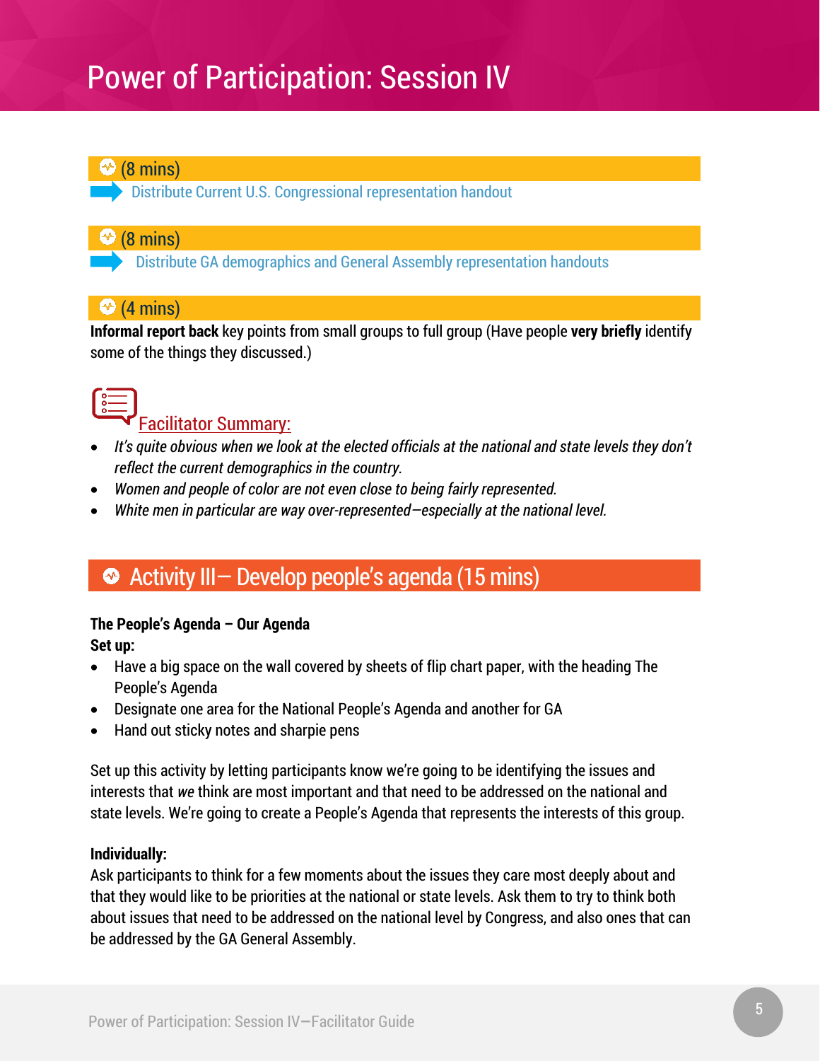# Power of Participation: Session IV

(8 mins)

Distribute Current U.S. Congressional representation handout

(8 mins)

Distribute GA demographics and General Assembly representation handouts

(4 mins)

**Informal report back** key points from small groups to full group (Have people **very briefly** identify some of the things they discussed.)

Facilitator Summary:

- *It's quite obvious when we look at the elected officials at the national and state levels they don't reflect the current demographics in the country.*
- *Women and people of color are not even close to being fairly represented.*
- *White men in particular are way over-represented—especially at the national level.*

## Activity III– Develop people's agenda (15 mins)

**The People's Agenda – Our Agenda**

**Set up:**

- Have a big space on the wall covered by sheets of flip chart paper, with the heading The People's Agenda
- Designate one area for the National People's Agenda and another for GA
- Hand out sticky notes and sharpie pens

Set up this activity by letting participants know we're going to be identifying the issues and interests that *we* think are most important and that need to be addressed on the national and state levels. We're going to create a People's Agenda that represents the interests of this group.

**Individually:**

Ask participants to think for a few moments about the issues they care most deeply about and that they would like to be priorities at the national or state levels. Ask them to try to think both about issues that need to be addressed on the national level by Congress, and also ones that can be addressed by the GA General Assembly.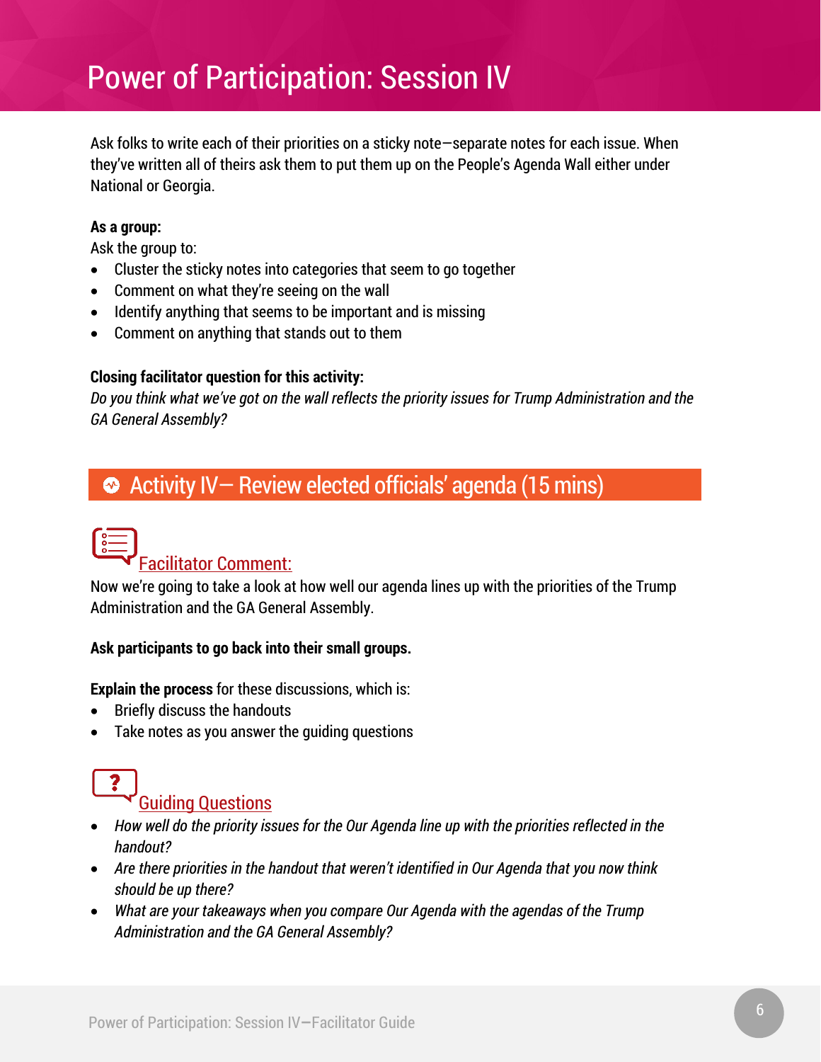# Power of Participation: Session IV

Ask folks to write each of their priorities on a sticky note—separate notes for each issue. When they've written all of theirs ask them to put them up on the People's Agenda Wall either under National or Georgia.

**As a group:**
Ask the group to:

- Cluster the sticky notes into categories that seem to go together
- Comment on what they're seeing on the wall
- Identify anything that seems to be important and is missing
- Comment on anything that stands out to them

**Closing facilitator question for this activity:**
*Do you think what we've got on the wall reflects the priority issues for Trump Administration and the GA General Assembly?*

## Activity IV— Review elected officials' agenda (15 mins)

### Facilitator Comment:

Now we're going to take a look at how well our agenda lines up with the priorities of the Trump Administration and the GA General Assembly.

**Ask participants to go back into their small groups.**

**Explain the process** for these discussions, which is:

- Briefly discuss the handouts
- Take notes as you answer the guiding questions

### Guiding Questions

- *How well do the priority issues for the Our Agenda line up with the priorities reflected in the handout?*
- *Are there priorities in the handout that weren't identified in Our Agenda that you now think should be up there?*
- *What are your takeaways when you compare Our Agenda with the agendas of the Trump Administration and the GA General Assembly?*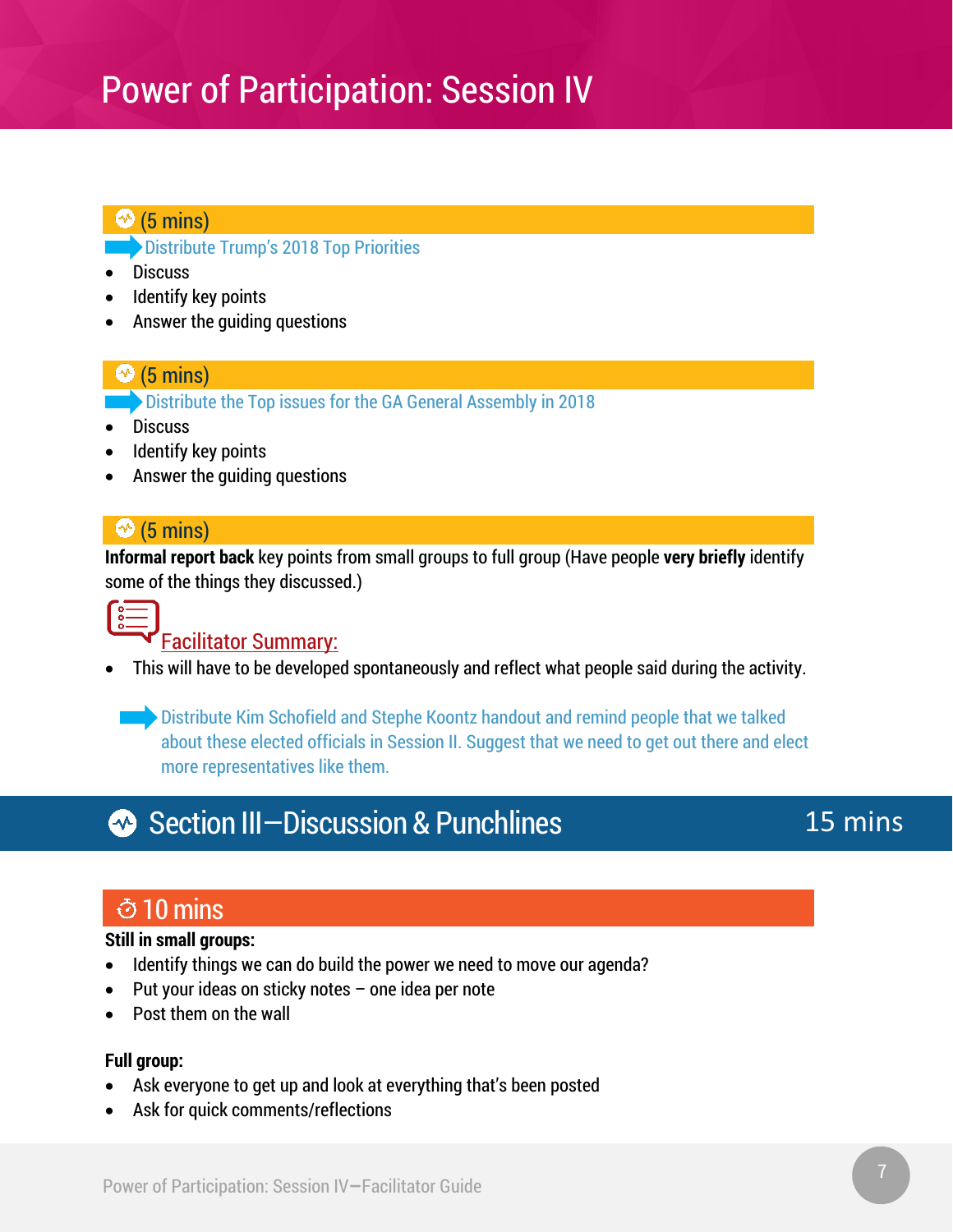# Power of Participation: Session IV

**(5 mins)**

Distribute Trump's 2018 Top Priorities

- Discuss
- Identify key points
- Answer the guiding questions

**(5 mins)**

Distribute the Top issues for the GA General Assembly in 2018

- Discuss
- Identify key points
- Answer the guiding questions

**(5 mins)**

**Informal report back** key points from small groups to full group (Have people **very briefly** identify some of the things they discussed.)

Facilitator Summary:

- This will have to be developed spontaneously and reflect what people said during the activity.

Distribute Kim Schofield and Stephe Koontz handout and remind people that we talked about these elected officials in Session II. Suggest that we need to get out there and elect more representatives like them.

## Section III—Discussion & Punchlines — 15 mins

**10 mins**

**Still in small groups:**

- Identify things we can do build the power we need to move our agenda?
- Put your ideas on sticky notes – one idea per note
- Post them on the wall

**Full group:**

- Ask everyone to get up and look at everything that's been posted
- Ask for quick comments/reflections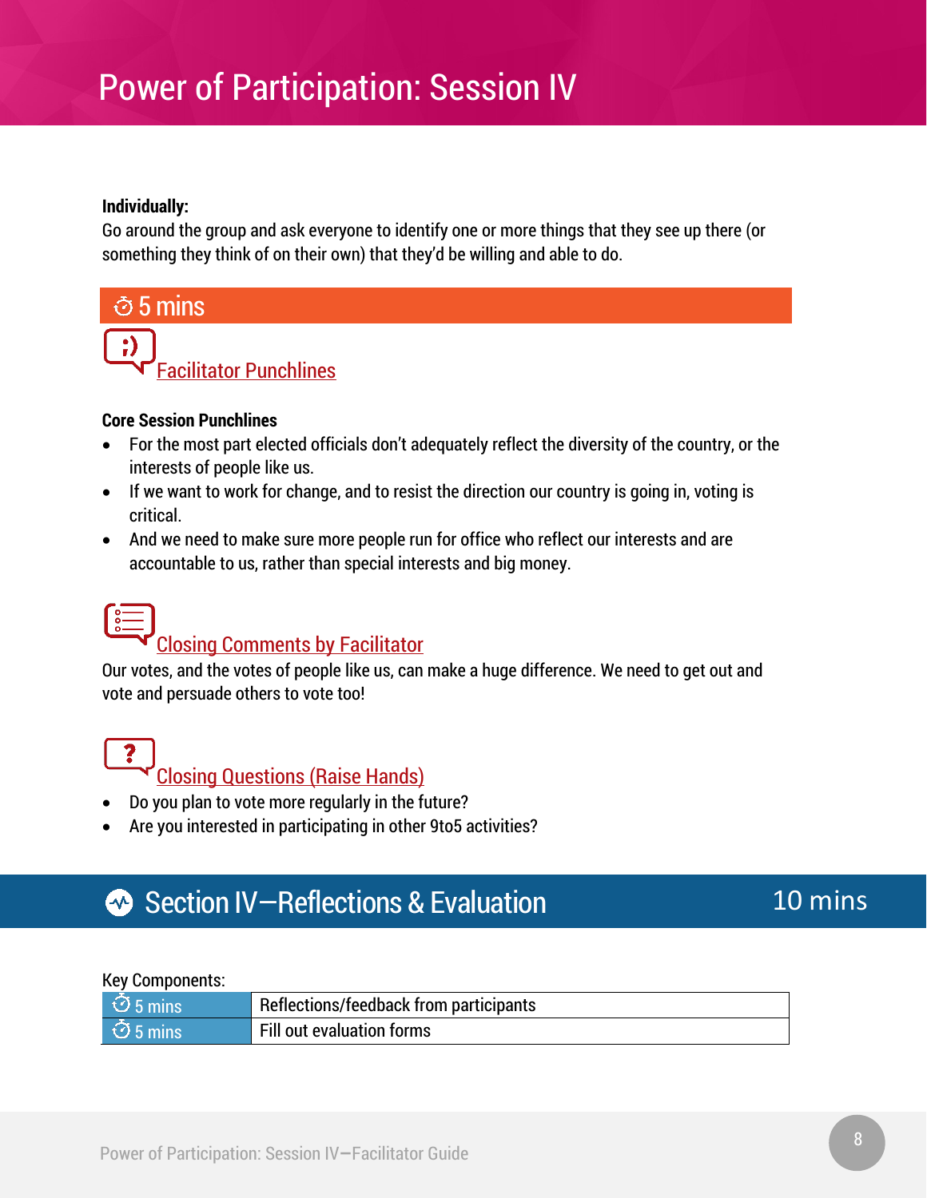# Power of Participation: Session IV

**Individually:**
Go around the group and ask everyone to identify one or more things that they see up there (or something they think of on their own) that they'd be willing and able to do.

## 5 mins

### Facilitator Punchlines

**Core Session Punchlines**

- For the most part elected officials don't adequately reflect the diversity of the country, or the interests of people like us.
- If we want to work for change, and to resist the direction our country is going in, voting is critical.
- And we need to make sure more people run for office who reflect our interests and are accountable to us, rather than special interests and big money.

### Closing Comments by Facilitator

Our votes, and the votes of people like us, can make a huge difference. We need to get out and vote and persuade others to vote too!

### Closing Questions (Raise Hands)

- Do you plan to vote more regularly in the future?
- Are you interested in participating in other 9to5 activities?

## Section IV—Reflections & Evaluation — 10 mins

Key Components:

| | |
|---|---|
| 5 mins | Reflections/feedback from participants |
| 5 mins | Fill out evaluation forms |